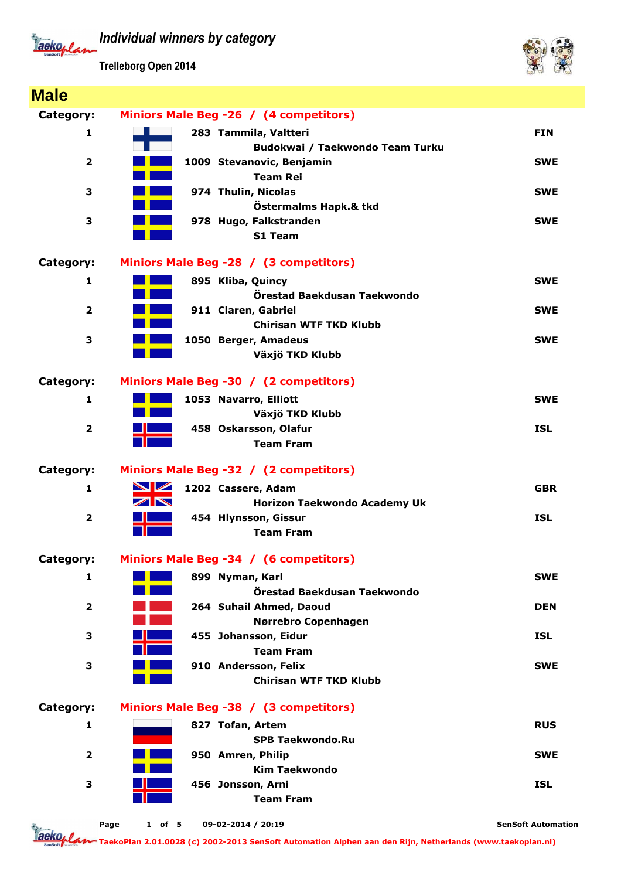# Individual winners by category

Trelleborg Open 2014

## Male

**Category:** Miniors Male Beg -26 / (4 competitors)

| Place | No. | Name / Club | Country |
|---|---|---|---|
| 1 | 283 | Tammila, Valtteri<br>Budokwai / Taekwondo Team Turku | FIN |
| 2 | 1009 | Stevanovic, Benjamin<br>Team Rei | SWE |
| 3 | 974 | Thulin, Nicolas<br>Östermalms Hapk.& tkd | SWE |
| 3 | 978 | Hugo, Falkstranden<br>S1 Team | SWE |

**Category:** Miniors Male Beg -28 / (3 competitors)

| Place | No. | Name / Club | Country |
|---|---|---|---|
| 1 | 895 | Kliba, Quincy<br>Örestad Baekdusan Taekwondo | SWE |
| 2 | 911 | Claren, Gabriel<br>Chirisan WTF TKD Klubb | SWE |
| 3 | 1050 | Berger, Amadeus<br>Växjö TKD Klubb | SWE |

**Category:** Miniors Male Beg -30 / (2 competitors)

| Place | No. | Name / Club | Country |
|---|---|---|---|
| 1 | 1053 | Navarro, Elliott<br>Växjö TKD Klubb | SWE |
| 2 | 458 | Oskarsson, Olafur<br>Team Fram | ISL |

**Category:** Miniors Male Beg -32 / (2 competitors)

| Place | No. | Name / Club | Country |
|---|---|---|---|
| 1 | 1202 | Cassere, Adam<br>Horizon Taekwondo Academy Uk | GBR |
| 2 | 454 | Hlynsson, Gissur<br>Team Fram | ISL |

**Category:** Miniors Male Beg -34 / (6 competitors)

| Place | No. | Name / Club | Country |
|---|---|---|---|
| 1 | 899 | Nyman, Karl<br>Örestad Baekdusan Taekwondo | SWE |
| 2 | 264 | Suhail Ahmed, Daoud<br>Nørrebro Copenhagen | DEN |
| 3 | 455 | Johansson, Eidur<br>Team Fram | ISL |
| 3 | 910 | Andersson, Felix<br>Chirisan WTF TKD Klubb | SWE |

**Category:** Miniors Male Beg -38 / (3 competitors)

| Place | No. | Name / Club | Country |
|---|---|---|---|
| 1 | 827 | Tofan, Artem<br>SPB Taekwondo.Ru | RUS |
| 2 | 950 | Amren, Philip<br>Kim Taekwondo | SWE |
| 3 | 456 | Jonsson, Arni<br>Team Fram | ISL |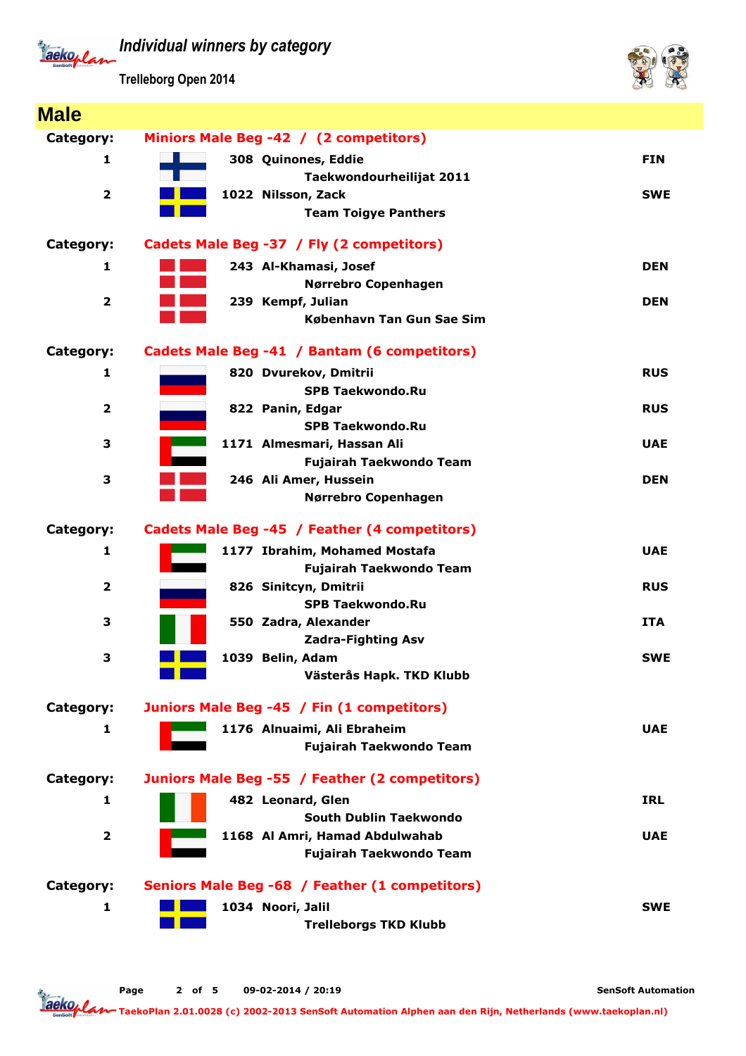# Individual winners by category

Trelleborg Open 2014

## Male

**Category:** Miniors Male Beg -42 / (2 competitors)

| Place | No. | Name / Club | Country |
|---|---|---|---|
| 1 | 308 | Quinones, Eddie<br>Taekwondourheilijat 2011 | FIN |
| 2 | 1022 | Nilsson, Zack<br>Team Toigye Panthers | SWE |

**Category:** Cadets Male Beg -37 / Fly (2 competitors)

| Place | No. | Name / Club | Country |
|---|---|---|---|
| 1 | 243 | Al-Khamasi, Josef<br>Nørrebro Copenhagen | DEN |
| 2 | 239 | Kempf, Julian<br>København Tan Gun Sae Sim | DEN |

**Category:** Cadets Male Beg -41 / Bantam (6 competitors)

| Place | No. | Name / Club | Country |
|---|---|---|---|
| 1 | 820 | Dvurekov, Dmitrii<br>SPB Taekwondo.Ru | RUS |
| 2 | 822 | Panin, Edgar<br>SPB Taekwondo.Ru | RUS |
| 3 | 1171 | Almesmari, Hassan Ali<br>Fujairah Taekwondo Team | UAE |
| 3 | 246 | Ali Amer, Hussein<br>Nørrebro Copenhagen | DEN |

**Category:** Cadets Male Beg -45 / Feather (4 competitors)

| Place | No. | Name / Club | Country |
|---|---|---|---|
| 1 | 1177 | Ibrahim, Mohamed Mostafa<br>Fujairah Taekwondo Team | UAE |
| 2 | 826 | Sinitcyn, Dmitrii<br>SPB Taekwondo.Ru | RUS |
| 3 | 550 | Zadra, Alexander<br>Zadra-Fighting Asv | ITA |
| 3 | 1039 | Belin, Adam<br>Västerås Hapk. TKD Klubb | SWE |

**Category:** Juniors Male Beg -45 / Fin (1 competitors)

| Place | No. | Name / Club | Country |
|---|---|---|---|
| 1 | 1176 | Alnuaimi, Ali Ebraheim<br>Fujairah Taekwondo Team | UAE |

**Category:** Juniors Male Beg -55 / Feather (2 competitors)

| Place | No. | Name / Club | Country |
|---|---|---|---|
| 1 | 482 | Leonard, Glen<br>South Dublin Taekwondo | IRL |
| 2 | 1168 | Al Amri, Hamad Abdulwahab<br>Fujairah Taekwondo Team | UAE |

**Category:** Seniors Male Beg -68 / Feather (1 competitors)

| Place | No. | Name / Club | Country |
|---|---|---|---|
| 1 | 1034 | Noori, Jalil<br>Trelleborgs TKD Klubb | SWE |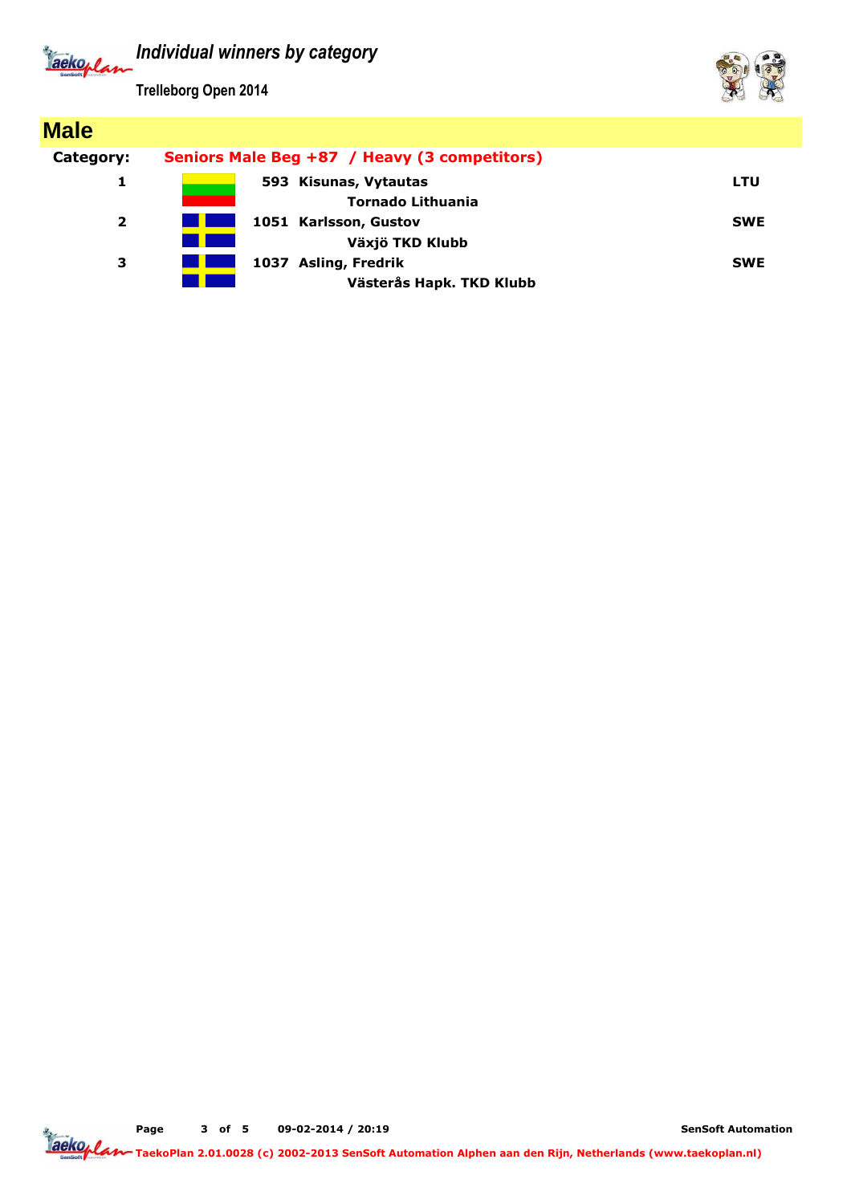# Individual winners by category

**Trelleborg Open 2014**

## Male

**Category:** **Seniors Male Beg +87 / Heavy (3 competitors)**

| Place | No. | Name / Club | Country |
|---|---|---|---|
| 1 | 593 | Kisunas, Vytautas<br>Tornado Lithuania | LTU |
| 2 | 1051 | Karlsson, Gustov<br>Växjö TKD Klubb | SWE |
| 3 | 1037 | Asling, Fredrik<br>Västerås Hapk. TKD Klubb | SWE |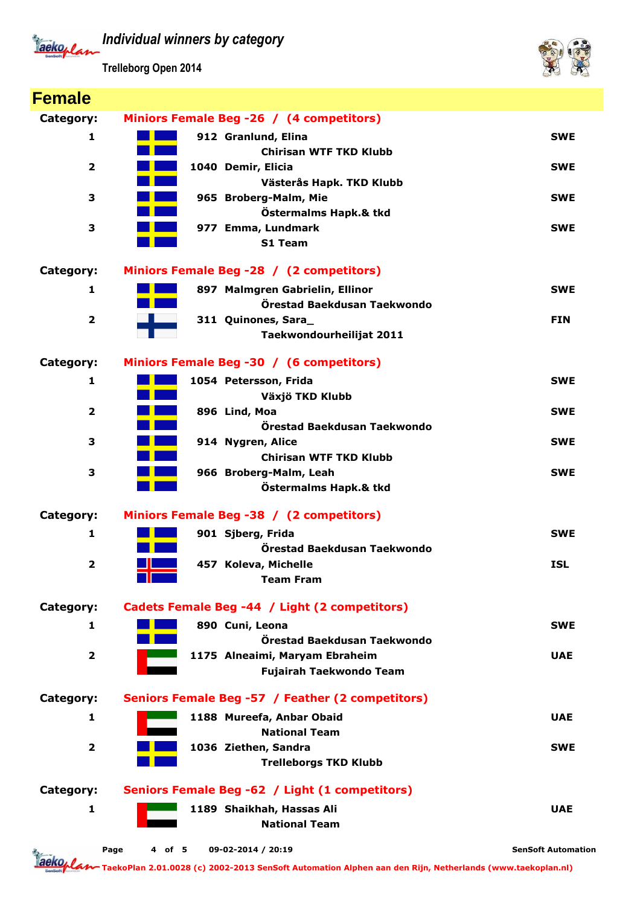# Individual winners by category

Trelleborg Open 2014

## Female

**Category:** Miniors Female Beg -26 / (4 competitors)

| Place | No. | Name / Club | Country |
|---|---|---|---|
| 1 | 912 | Granlund, Elina<br>Chirisan WTF TKD Klubb | SWE |
| 2 | 1040 | Demir, Elicia<br>Västerås Hapk. TKD Klubb | SWE |
| 3 | 965 | Broberg-Malm, Mie<br>Östermalms Hapk.& tkd | SWE |
| 3 | 977 | Emma, Lundmark<br>S1 Team | SWE |

**Category:** Miniors Female Beg -28 / (2 competitors)

| Place | No. | Name / Club | Country |
|---|---|---|---|
| 1 | 897 | Malmgren Gabrielin, Ellinor<br>Örestad Baekdusan Taekwondo | SWE |
| 2 | 311 | Quinones, Sara_<br>Taekwondourheilijat 2011 | FIN |

**Category:** Miniors Female Beg -30 / (6 competitors)

| Place | No. | Name / Club | Country |
|---|---|---|---|
| 1 | 1054 | Petersson, Frida<br>Växjö TKD Klubb | SWE |
| 2 | 896 | Lind, Moa<br>Örestad Baekdusan Taekwondo | SWE |
| 3 | 914 | Nygren, Alice<br>Chirisan WTF TKD Klubb | SWE |
| 3 | 966 | Broberg-Malm, Leah<br>Östermalms Hapk.& tkd | SWE |

**Category:** Miniors Female Beg -38 / (2 competitors)

| Place | No. | Name / Club | Country |
|---|---|---|---|
| 1 | 901 | Sjberg, Frida<br>Örestad Baekdusan Taekwondo | SWE |
| 2 | 457 | Koleva, Michelle<br>Team Fram | ISL |

**Category:** Cadets Female Beg -44 / Light (2 competitors)

| Place | No. | Name / Club | Country |
|---|---|---|---|
| 1 | 890 | Cuni, Leona<br>Örestad Baekdusan Taekwondo | SWE |
| 2 | 1175 | Alneaimi, Maryam Ebraheim<br>Fujairah Taekwondo Team | UAE |

**Category:** Seniors Female Beg -57 / Feather (2 competitors)

| Place | No. | Name / Club | Country |
|---|---|---|---|
| 1 | 1188 | Mureefa, Anbar Obaid<br>National Team | UAE |
| 2 | 1036 | Ziethen, Sandra<br>Trelleborgs TKD Klubb | SWE |

**Category:** Seniors Female Beg -62 / Light (1 competitors)

| Place | No. | Name / Club | Country |
|---|---|---|---|
| 1 | 1189 | Shaikhah, Hassas Ali<br>National Team | UAE |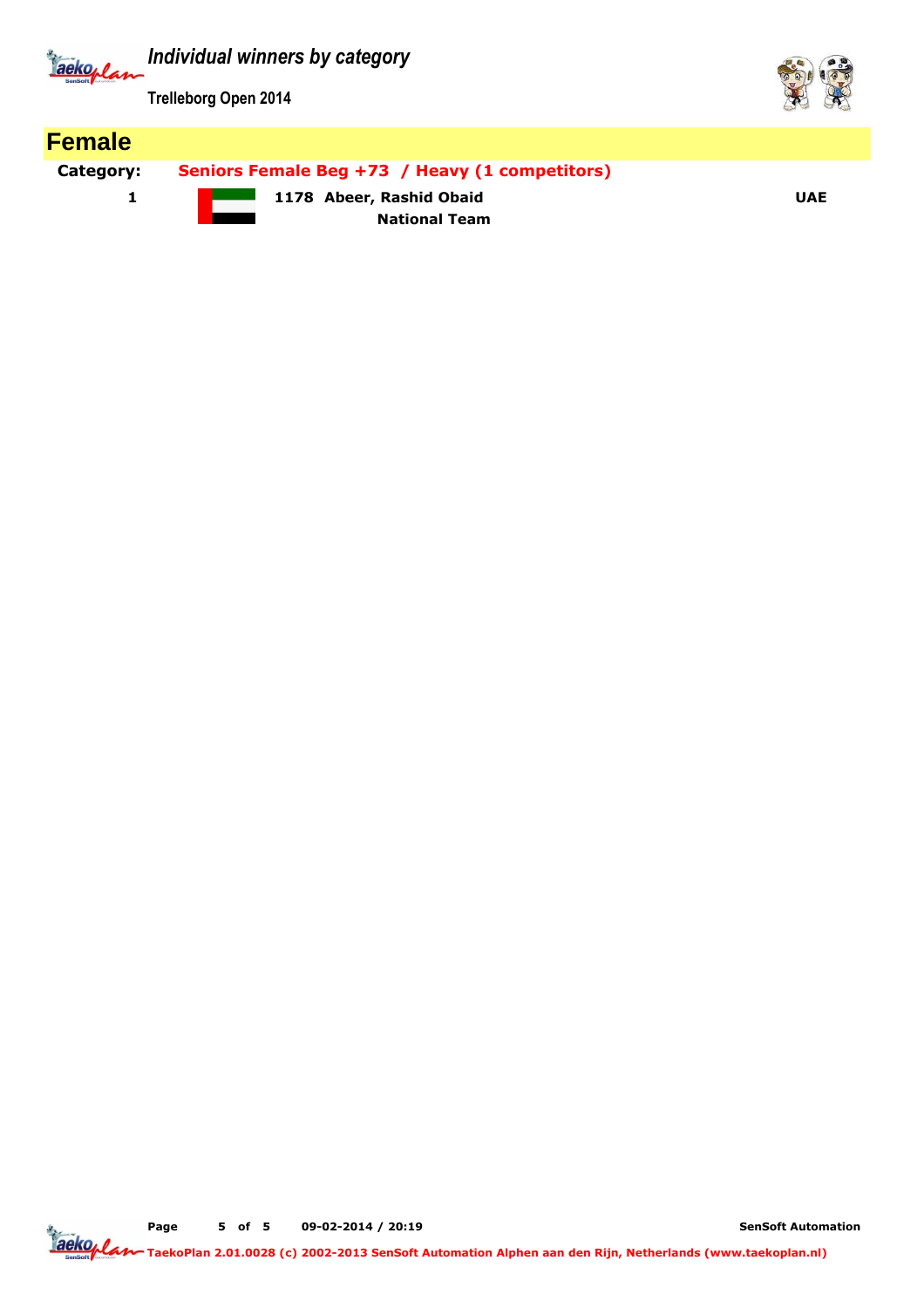## Female

**Category:** **Seniors Female Beg +73 / Heavy (1 competitors)**

| | | | |
|---|---|---|---|
| 1 | 1178 | **Abeer, Rashid Obaid** National Team | UAE |